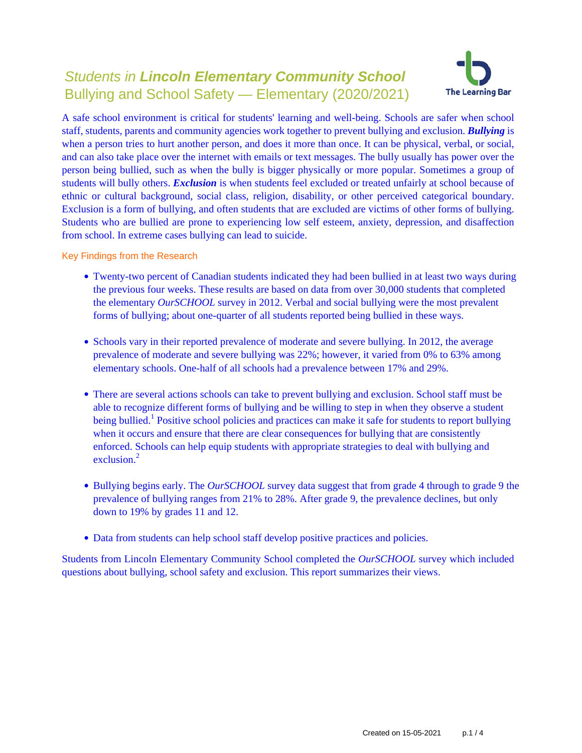# *Students in **Lincoln Elementary Community School***
## Bullying and School Safety — Elementary (2020/2021)

The Learning Bar

A safe school environment is critical for students' learning and well-being. Schools are safer when school staff, students, parents and community agencies work together to prevent bullying and exclusion. ***Bullying*** is when a person tries to hurt another person, and does it more than once. It can be physical, verbal, or social, and can also take place over the internet with emails or text messages. The bully usually has power over the person being bullied, such as when the bully is bigger physically or more popular. Sometimes a group of students will bully others. ***Exclusion*** is when students feel excluded or treated unfairly at school because of ethnic or cultural background, social class, religion, disability, or other perceived categorical boundary. Exclusion is a form of bullying, and often students that are excluded are victims of other forms of bullying. Students who are bullied are prone to experiencing low self esteem, anxiety, depression, and disaffection from school. In extreme cases bullying can lead to suicide.

### Key Findings from the Research

- Twenty-two percent of Canadian students indicated they had been bullied in at least two ways during the previous four weeks. These results are based on data from over 30,000 students that completed the elementary *OurSCHOOL* survey in 2012. Verbal and social bullying were the most prevalent forms of bullying; about one-quarter of all students reported being bullied in these ways.

- Schools vary in their reported prevalence of moderate and severe bullying. In 2012, the average prevalence of moderate and severe bullying was 22%; however, it varied from 0% to 63% among elementary schools. One-half of all schools had a prevalence between 17% and 29%.

- There are several actions schools can take to prevent bullying and exclusion. School staff must be able to recognize different forms of bullying and be willing to step in when they observe a student being bullied.[1] Positive school policies and practices can make it safe for students to report bullying when it occurs and ensure that there are clear consequences for bullying that are consistently enforced. Schools can help equip students with appropriate strategies to deal with bullying and exclusion.[2]

- Bullying begins early. The *OurSCHOOL* survey data suggest that from grade 4 through to grade 9 the prevalence of bullying ranges from 21% to 28%. After grade 9, the prevalence declines, but only down to 19% by grades 11 and 12.

- Data from students can help school staff develop positive practices and policies.

Students from Lincoln Elementary Community School completed the *OurSCHOOL* survey which included questions about bullying, school safety and exclusion. This report summarizes their views.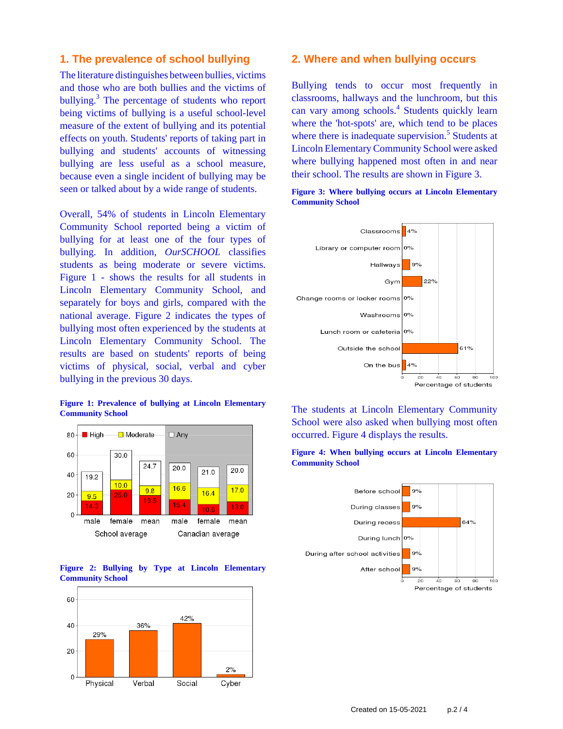## 1. The prevalence of school bullying

The literature distinguishes between bullies, victims and those who are both bullies and the victims of bullying.[3] The percentage of students who report being victims of bullying is a useful school-level measure of the extent of bullying and its potential effects on youth. Students' reports of taking part in bullying and students' accounts of witnessing bullying are less useful as a school measure, because even a single incident of bullying may be seen or talked about by a wide range of students.

Overall, 54% of students in Lincoln Elementary Community School reported being a victim of bullying for at least one of the four types of bullying. In addition, *OurSCHOOL* classifies students as being moderate or severe victims. Figure 1 - shows the results for all students in Lincoln Elementary Community School, and separately for boys and girls, compared with the national average. Figure 2 indicates the types of bullying most often experienced by the students at Lincoln Elementary Community School. The results are based on students' reports of being victims of physical, social, verbal and cyber bullying in the previous 30 days.

**Figure 1: Prevalence of bullying at Lincoln Elementary Community School**

| | School average | | | Canadian average | | |
|---|---|---|---|---|---|---|
| | male | female | mean | male | female | mean |
| High | 14.3 | 25.0 | 19.5 | 15.4 | 10.6 | 13.0 |
| Moderate | 9.5 | 10.0 | 9.8 | 16.6 | 16.4 | 17.0 |
| Any | 19.2 | 30.0 | 24.7 | 20.0 | 21.0 | 20.0 |

**Figure 2: Bullying by Type at Lincoln Elementary Community School**

| Physical | Verbal | Social | Cyber |
|---|---|---|---|
| 29% | 36% | 42% | 2% |

## 2. Where and when bullying occurs

Bullying tends to occur most frequently in classrooms, hallways and the lunchroom, but this can vary among schools.[4] Students quickly learn where the 'hot-spots' are, which tend to be places where there is inadequate supervision.[5] Students at Lincoln Elementary Community School were asked where bullying happened most often in and near their school. The results are shown in Figure 3.

**Figure 3: Where bullying occurs at Lincoln Elementary Community School**

| Location | Percentage of students |
|---|---|
| Classrooms | 4% |
| Library or computer room | 0% |
| Hallways | 9% |
| Gym | 22% |
| Change rooms or locker rooms | 0% |
| Washrooms | 0% |
| Lunch room or cafeteria | 0% |
| Outside the school | 61% |
| On the bus | 4% |

The students at Lincoln Elementary Community School were also asked when bullying most often occurred. Figure 4 displays the results.

**Figure 4: When bullying occurs at Lincoln Elementary Community School**

| Time | Percentage of students |
|---|---|
| Before school | 9% |
| During classes | 9% |
| During recess | 64% |
| During lunch | 0% |
| During after school activities | 9% |
| After school | 9% |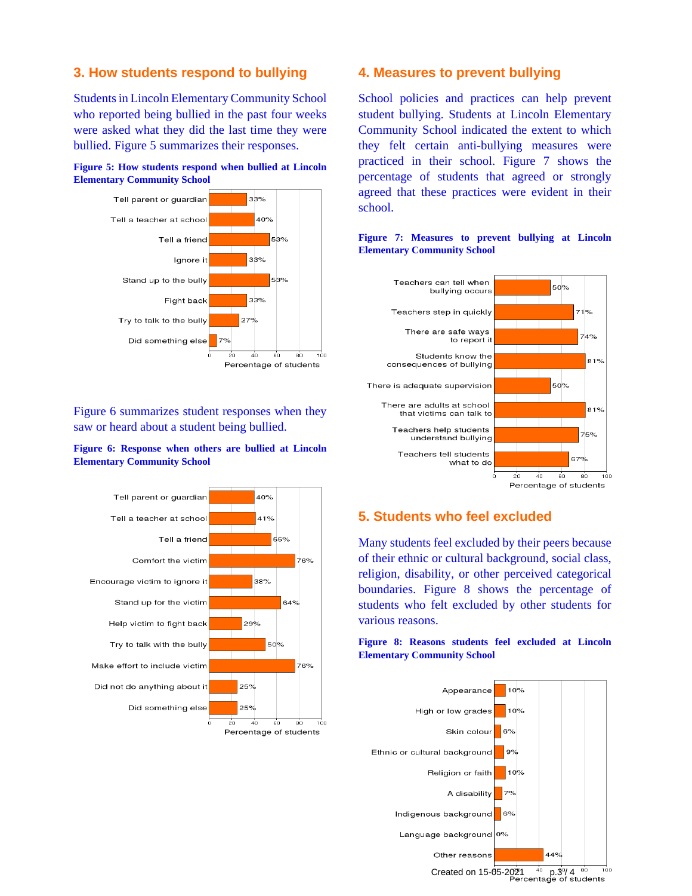## 3. How students respond to bullying

Students in Lincoln Elementary Community School who reported being bullied in the past four weeks were asked what they did the last time they were bullied. Figure 5 summarizes their responses.

**Figure 5: How students respond when bullied at Lincoln Elementary Community School**

| Response | Percentage of students |
|---|---|
| Tell parent or guardian | 33% |
| Tell a teacher at school | 40% |
| Tell a friend | 53% |
| Ignore it | 33% |
| Stand up to the bully | 53% |
| Fight back | 33% |
| Try to talk to the bully | 27% |
| Did something else | 7% |

Figure 6 summarizes student responses when they saw or heard about a student being bullied.

**Figure 6: Response when others are bullied at Lincoln Elementary Community School**

| Response | Percentage of students |
|---|---|
| Tell parent or guardian | 40% |
| Tell a teacher at school | 41% |
| Tell a friend | 55% |
| Comfort the victim | 76% |
| Encourage victim to ignore it | 38% |
| Stand up for the victim | 64% |
| Help victim to fight back | 29% |
| Try to talk with the bully | 50% |
| Make effort to include victim | 76% |
| Did not do anything about it | 25% |
| Did something else | 25% |

## 4. Measures to prevent bullying

School policies and practices can help prevent student bullying. Students at Lincoln Elementary Community School indicated the extent to which they felt certain anti-bullying measures were practiced in their school. Figure 7 shows the percentage of students that agreed or strongly agreed that these practices were evident in their school.

**Figure 7: Measures to prevent bullying at Lincoln Elementary Community School**

| Measure | Percentage of students |
|---|---|
| Teachers can tell when bullying occurs | 50% |
| Teachers step in quickly | 71% |
| There are safe ways to report it | 74% |
| Students know the consequences of bullying | 81% |
| There is adequate supervision | 50% |
| There are adults at school that victims can talk to | 81% |
| Teachers help students understand bullying | 75% |
| Teachers tell students what to do | 67% |

## 5. Students who feel excluded

Many students feel excluded by their peers because of their ethnic or cultural background, social class, religion, disability, or other perceived categorical boundaries. Figure 8 shows the percentage of students who felt excluded by other students for various reasons.

**Figure 8: Reasons students feel excluded at Lincoln Elementary Community School**

| Reason | Percentage of students |
|---|---|
| Appearance | 10% |
| High or low grades | 10% |
| Skin colour | 6% |
| Ethnic or cultural background | 9% |
| Religion or faith | 10% |
| A disability | 7% |
| Indigenous background | 6% |
| Language background | 0% |
| Other reasons | 44% |

Created on 15-05-2021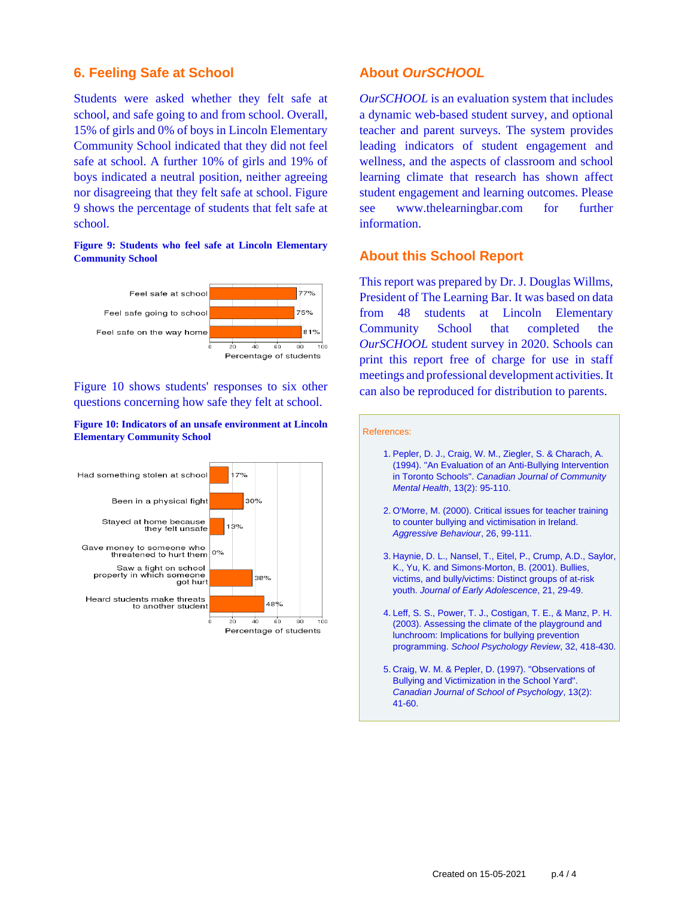## 6. Feeling Safe at School

Students were asked whether they felt safe at school, and safe going to and from school. Overall, 15% of girls and 0% of boys in Lincoln Elementary Community School indicated that they did not feel safe at school. A further 10% of girls and 19% of boys indicated a neutral position, neither agreeing nor disagreeing that they felt safe at school. Figure 9 shows the percentage of students that felt safe at school.

**Figure 9: Students who feel safe at Lincoln Elementary Community School**

Feel safe at school 77%
Feel safe going to school 75%
Feel safe on the way home 81%
0 20 40 60 80 100
Percentage of students

Figure 10 shows students' responses to six other questions concerning how safe they felt at school.

**Figure 10: Indicators of an unsafe environment at Lincoln Elementary Community School**

Had something stolen at school 17%
Been in a physical fight 30%
Stayed at home because they felt unsafe 13%
Gave money to someone who threatened to hurt them 0%
Saw a fight on school property in which someone got hurt 38%
Heard students make threats to another student 48%
0 20 40 60 80 100
Percentage of students

## About *OurSCHOOL*

*OurSCHOOL* is an evaluation system that includes a dynamic web-based student survey, and optional teacher and parent surveys. The system provides leading indicators of student engagement and wellness, and the aspects of classroom and school learning climate that research has shown affect student engagement and learning outcomes. Please see www.thelearningbar.com for further information.

## About this School Report

This report was prepared by Dr. J. Douglas Willms, President of The Learning Bar. It was based on data from 48 students at Lincoln Elementary Community School that completed the *OurSCHOOL* student survey in 2020. Schools can print this report free of charge for use in staff meetings and professional development activities. It can also be reproduced for distribution to parents.

References:

1. Pepler, D. J., Craig, W. M., Ziegler, S. & Charach, A. (1994). "An Evaluation of an Anti-Bullying Intervention in Toronto Schools". *Canadian Journal of Community Mental Health*, 13(2): 95-110.
2. O'Morre, M. (2000). Critical issues for teacher training to counter bullying and victimisation in Ireland. *Aggressive Behaviour*, 26, 99-111.
3. Haynie, D. L., Nansel, T., Eitel, P., Crump, A.D., Saylor, K., Yu, K. and Simons-Morton, B. (2001). Bullies, victims, and bully/victims: Distinct groups of at-risk youth. *Journal of Early Adolescence*, 21, 29-49.
4. Leff, S. S., Power, T. J., Costigan, T. E., & Manz, P. H. (2003). Assessing the climate of the playground and lunchroom: Implications for bullying prevention programming. *School Psychology Review*, 32, 418-430.
5. Craig, W. M. & Pepler, D. (1997). "Observations of Bullying and Victimization in the School Yard". *Canadian Journal of School of Psychology*, 13(2): 41-60.

Created on 15-05-2021